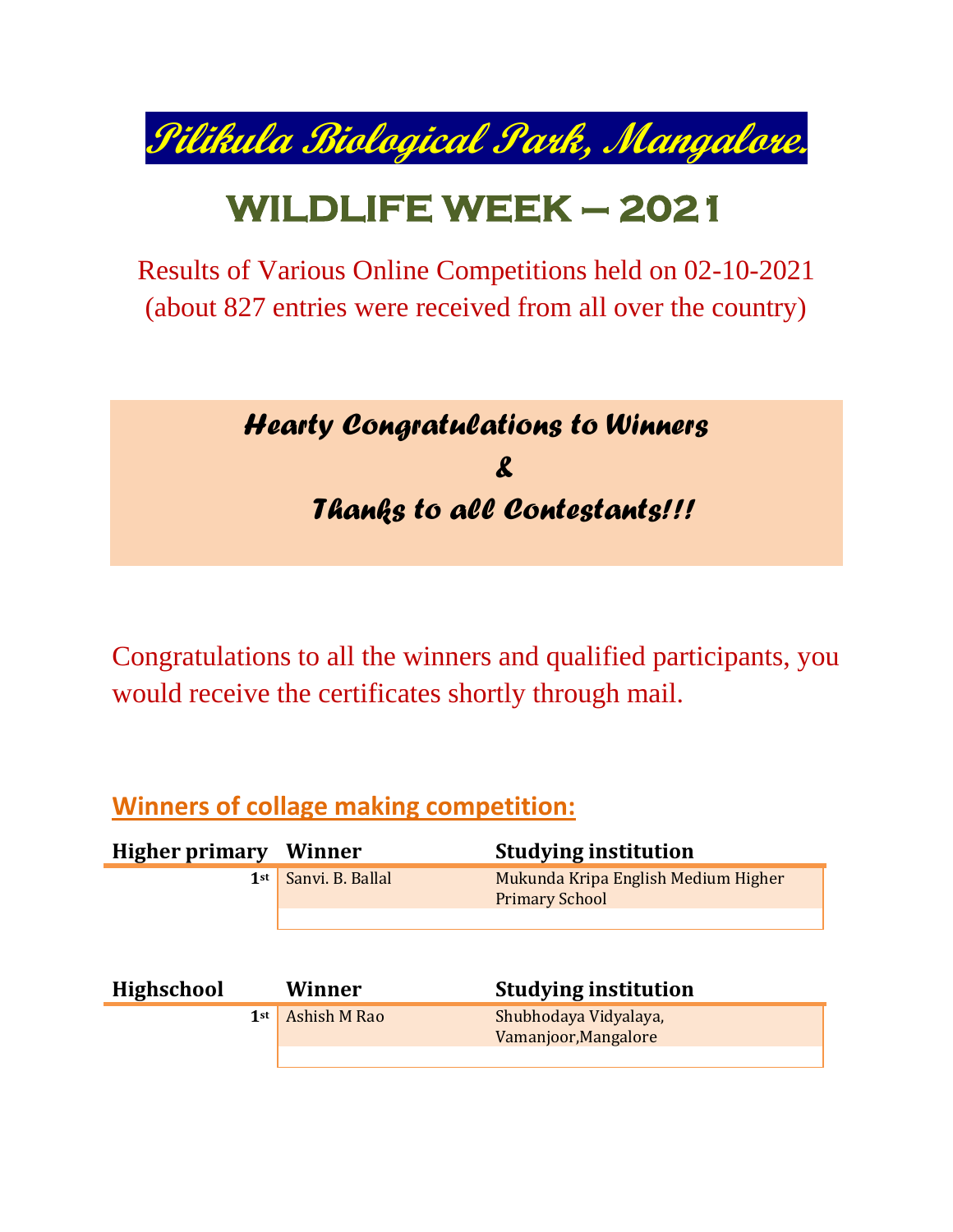# Pilikula Biological Park, Mangalore.

# WILDLIFE WEEK – 2021

Results of Various Online Competitions held on 02-10-2021
(about 827 entries were received from all over the country)

*Hearty Congratulations to Winners*
*&*
*Thanks to all Contestants!!!*

Congratulations to all the winners and qualified participants, you would receive the certificates shortly through mail.

## Winners of collage making competition:

| Higher primary | Winner | Studying institution |
|---|---|---|
| 1st | Sanvi. B. Ballal | Mukunda Kripa English Medium Higher Primary School |
| | | |

| Highschool | Winner | Studying institution |
|---|---|---|
| 1st | Ashish M Rao | Shubhodaya Vidyalaya, Vamanjoor,Mangalore |
| | | |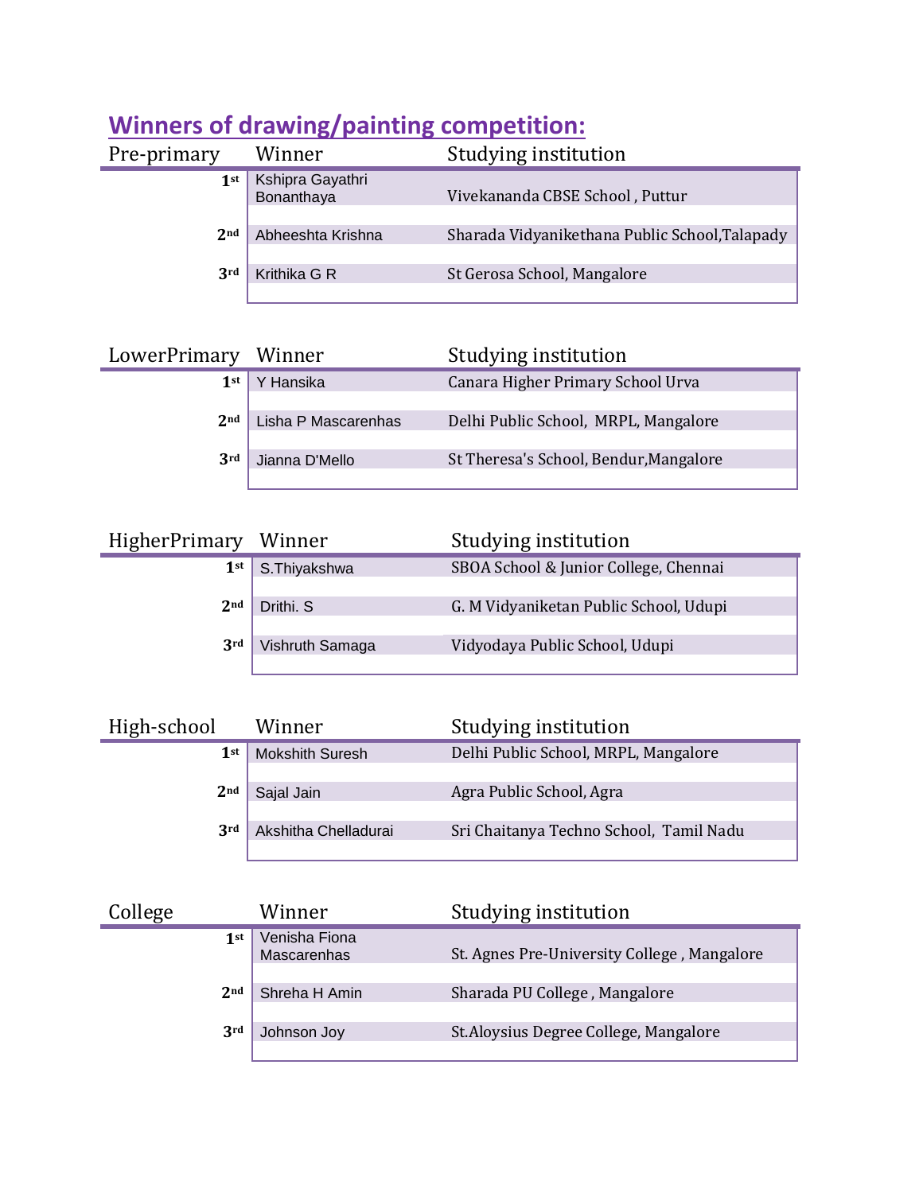## Winners of drawing/painting competition:

| Pre-primary | Winner | Studying institution |
|---|---|---|
| 1st | Kshipra Gayathri Bonanthaya | Vivekananda CBSE School , Puttur |
| 2nd | Abheeshta Krishna | Sharada Vidyanikethana Public School,Talapady |
| 3rd | Krithika G R | St Gerosa School, Mangalore |

| LowerPrimary | Winner | Studying institution |
|---|---|---|
| 1st | Y Hansika | Canara Higher Primary School Urva |
| 2nd | Lisha P Mascarenhas | Delhi Public School, MRPL, Mangalore |
| 3rd | Jianna D'Mello | St Theresa's School, Bendur,Mangalore |

| HigherPrimary | Winner | Studying institution |
|---|---|---|
| 1st | S.Thiyakshwa | SBOA School & Junior College, Chennai |
| 2nd | Drithi. S | G. M Vidyaniketan Public School, Udupi |
| 3rd | Vishruth Samaga | Vidyodaya Public School, Udupi |

| High-school | Winner | Studying institution |
|---|---|---|
| 1st | Mokshith Suresh | Delhi Public School, MRPL, Mangalore |
| 2nd | Sajal Jain | Agra Public School, Agra |
| 3rd | Akshitha Chelladurai | Sri Chaitanya Techno School, Tamil Nadu |

| College | Winner | Studying institution |
|---|---|---|
| 1st | Venisha Fiona Mascarenhas | St. Agnes Pre-University College , Mangalore |
| 2nd | Shreha H Amin | Sharada PU College , Mangalore |
| 3rd | Johnson Joy | St.Aloysius Degree College, Mangalore |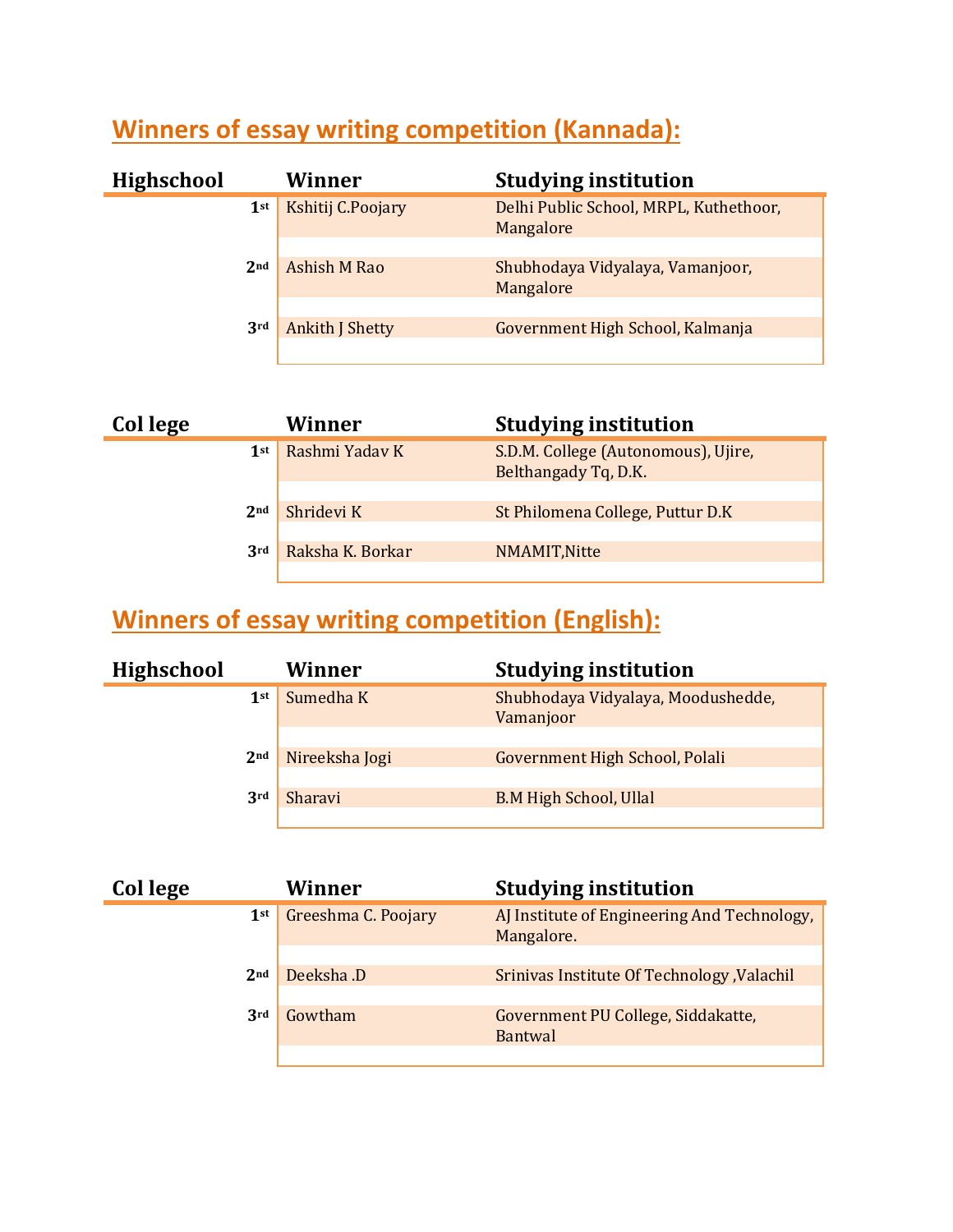## Winners of essay writing competition (Kannada):

| Highschool | Winner | Studying institution |
|---|---|---|
| 1st | Kshitij C.Poojary | Delhi Public School, MRPL, Kuthethoor, Mangalore |
| 2nd | Ashish M Rao | Shubhodaya Vidyalaya, Vamanjoor, Mangalore |
| 3rd | Ankith J Shetty | Government High School, Kalmanja |

| Col lege | Winner | Studying institution |
|---|---|---|
| 1st | Rashmi Yadav K | S.D.M. College (Autonomous), Ujire, Belthangady Tq, D.K. |
| 2nd | Shridevi K | St Philomena College, Puttur D.K |
| 3rd | Raksha K. Borkar | NMAMIT,Nitte |

## Winners of essay writing competition (English):

| Highschool | Winner | Studying institution |
|---|---|---|
| 1st | Sumedha K | Shubhodaya Vidyalaya, Moodushedde, Vamanjoor |
| 2nd | Nireeksha Jogi | Government High School, Polali |
| 3rd | Sharavi | B.M High School, Ullal |

| Col lege | Winner | Studying institution |
|---|---|---|
| 1st | Greeshma C. Poojary | AJ Institute of Engineering And Technology, Mangalore. |
| 2nd | Deeksha .D | Srinivas Institute Of Technology ,Valachil |
| 3rd | Gowtham | Government PU College, Siddakatte, Bantwal |